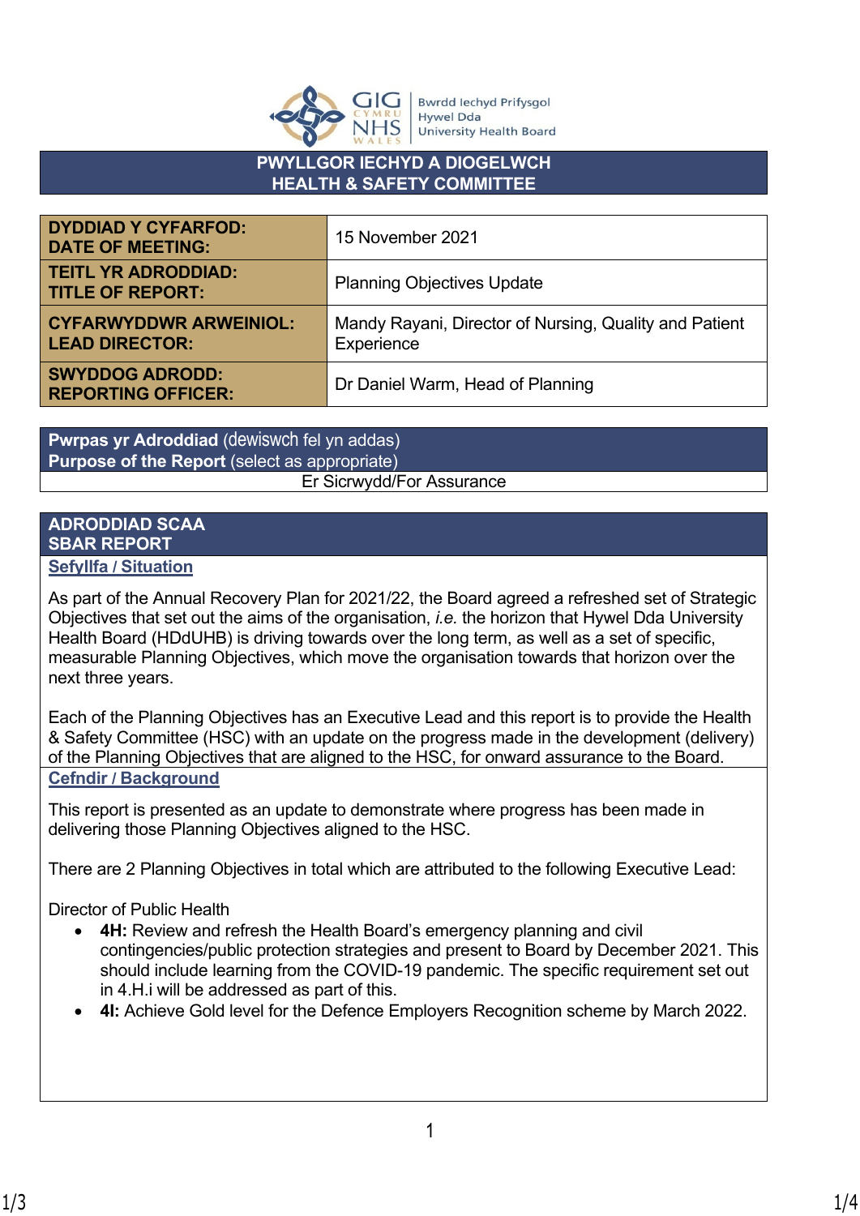## PWYLLGOR IECHYD A DIOGELWCH
## HEALTH & SAFETY COMMITTEE

| | |
|---|---|
| **DYDDIAD Y CYFARFOD: DATE OF MEETING:** | 15 November 2021 |
| **TEITL YR ADRODDIAD: TITLE OF REPORT:** | Planning Objectives Update |
| **CYFARWYDDWR ARWEINIOL: LEAD DIRECTOR:** | Mandy Rayani, Director of Nursing, Quality and Patient Experience |
| **SWYDDOG ADRODD: REPORTING OFFICER:** | Dr Daniel Warm, Head of Planning |

**Pwrpas yr Adroddiad** (dewiswch fel yn addas)
**Purpose of the Report** (select as appropriate)

Er Sicrwydd/For Assurance

## ADRODDIAD SCAA
## SBAR REPORT

### Sefyllfa / Situation

As part of the Annual Recovery Plan for 2021/22, the Board agreed a refreshed set of Strategic Objectives that set out the aims of the organisation, *i.e.* the horizon that Hywel Dda University Health Board (HDdUHB) is driving towards over the long term, as well as a set of specific, measurable Planning Objectives, which move the organisation towards that horizon over the next three years.

Each of the Planning Objectives has an Executive Lead and this report is to provide the Health & Safety Committee (HSC) with an update on the progress made in the development (delivery) of the Planning Objectives that are aligned to the HSC, for onward assurance to the Board.

### Cefndir / Background

This report is presented as an update to demonstrate where progress has been made in delivering those Planning Objectives aligned to the HSC.

There are 2 Planning Objectives in total which are attributed to the following Executive Lead:

Director of Public Health

- **4H:** Review and refresh the Health Board's emergency planning and civil contingencies/public protection strategies and present to Board by December 2021. This should include learning from the COVID-19 pandemic. The specific requirement set out in 4.H.i will be addressed as part of this.
- **4I:** Achieve Gold level for the Defence Employers Recognition scheme by March 2022.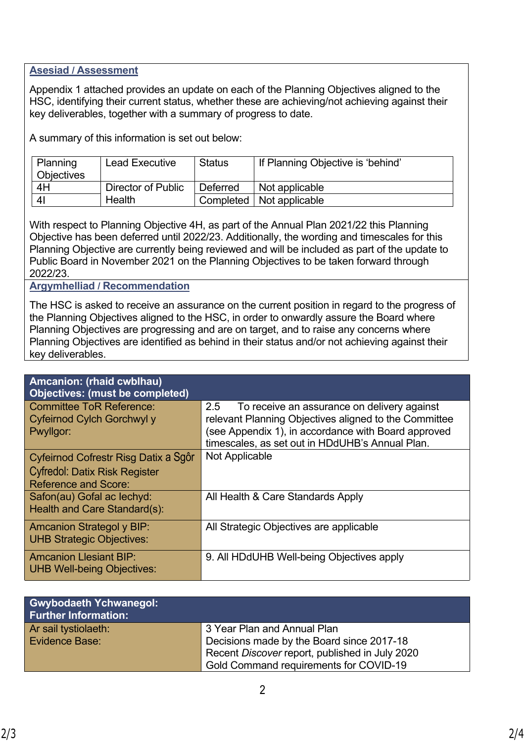**Asesiad / Assessment**

Appendix 1 attached provides an update on each of the Planning Objectives aligned to the HSC, identifying their current status, whether these are achieving/not achieving against their key deliverables, together with a summary of progress to date.

A summary of this information is set out below:

| Planning Objectives | Lead Executive | Status | If Planning Objective is 'behind' |
|---|---|---|---|
| 4H | Director of Public Health | Deferred | Not applicable |
| 4I | | Completed | Not applicable |

With respect to Planning Objective 4H, as part of the Annual Plan 2021/22 this Planning Objective has been deferred until 2022/23. Additionally, the wording and timescales for this Planning Objective are currently being reviewed and will be included as part of the update to Public Board in November 2021 on the Planning Objectives to be taken forward through 2022/23.

**Argymhelliad / Recommendation**

The HSC is asked to receive an assurance on the current position in regard to the progress of the Planning Objectives aligned to the HSC, in order to onwardly assure the Board where Planning Objectives are progressing and are on target, and to raise any concerns where Planning Objectives are identified as behind in their status and/or not achieving against their key deliverables.

| **Amcanion: (rhaid cwblhau)<br>Objectives: (must be completed)** | |
|---|---|
| Committee ToR Reference:<br>Cyfeirnod Cylch Gorchwyl y Pwyllgor: | 2.5 To receive an assurance on delivery against relevant Planning Objectives aligned to the Committee (see Appendix 1), in accordance with Board approved timescales, as set out in HDdUHB's Annual Plan. |
| Cyfeirnod Cofrestr Risg Datix a Sgôr Cyfredol: Datix Risk Register Reference and Score: | Not Applicable |
| Safon(au) Gofal ac Iechyd:<br>Health and Care Standard(s): | All Health & Care Standards Apply |
| Amcanion Strategol y BIP:<br>UHB Strategic Objectives: | All Strategic Objectives are applicable |
| Amcanion Llesiant BIP:<br>UHB Well-being Objectives: | 9. All HDdUHB Well-being Objectives apply |

| **Gwybodaeth Ychwanegol:<br>Further Information:** | |
|---|---|
| Ar sail tystiolaeth:<br>Evidence Base: | 3 Year Plan and Annual Plan<br>Decisions made by the Board since 2017-18<br>Recent *Discover* report, published in July 2020<br>Gold Command requirements for COVID-19 |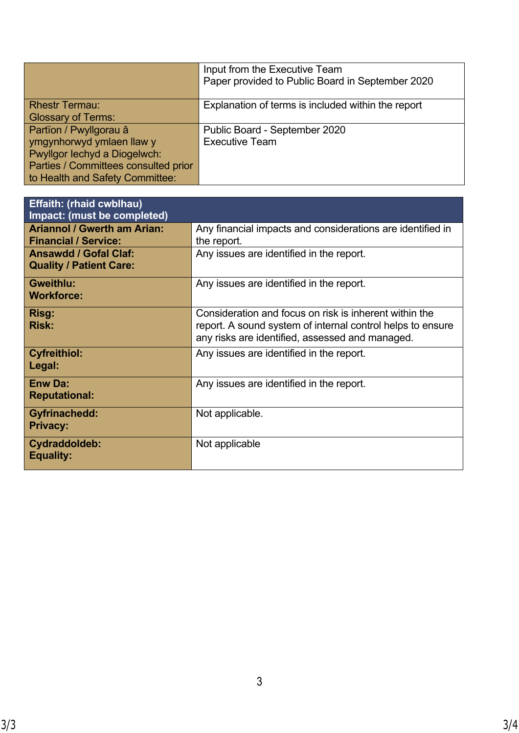| | |
|---|---|
| | Input from the Executive Team<br>Paper provided to Public Board in September 2020 |
| Rhestr Termau:<br>Glossary of Terms: | Explanation of terms is included within the report |
| Partïon / Pwyllgorau â ymgynhorwyd ymlaen llaw y Pwyllgor Iechyd a Diogelwch:<br>Parties / Committees consulted prior to Health and Safety Committee: | Public Board - September 2020<br>Executive Team |

| **Effaith: (rhaid cwblhau)<br>Impact: (must be completed)** | |
|---|---|
| **Ariannol / Gwerth am Arian:<br>Financial / Service:** | Any financial impacts and considerations are identified in the report. |
| **Ansawdd / Gofal Claf:<br>Quality / Patient Care:** | Any issues are identified in the report. |
| **Gweithlu:<br>Workforce:** | Any issues are identified in the report. |
| **Risg:<br>Risk:** | Consideration and focus on risk is inherent within the report. A sound system of internal control helps to ensure any risks are identified, assessed and managed. |
| **Cyfreithiol:<br>Legal:** | Any issues are identified in the report. |
| **Enw Da:<br>Reputational:** | Any issues are identified in the report. |
| **Gyfrinachedd:<br>Privacy:** | Not applicable. |
| **Cydraddoldeb:<br>Equality:** | Not applicable |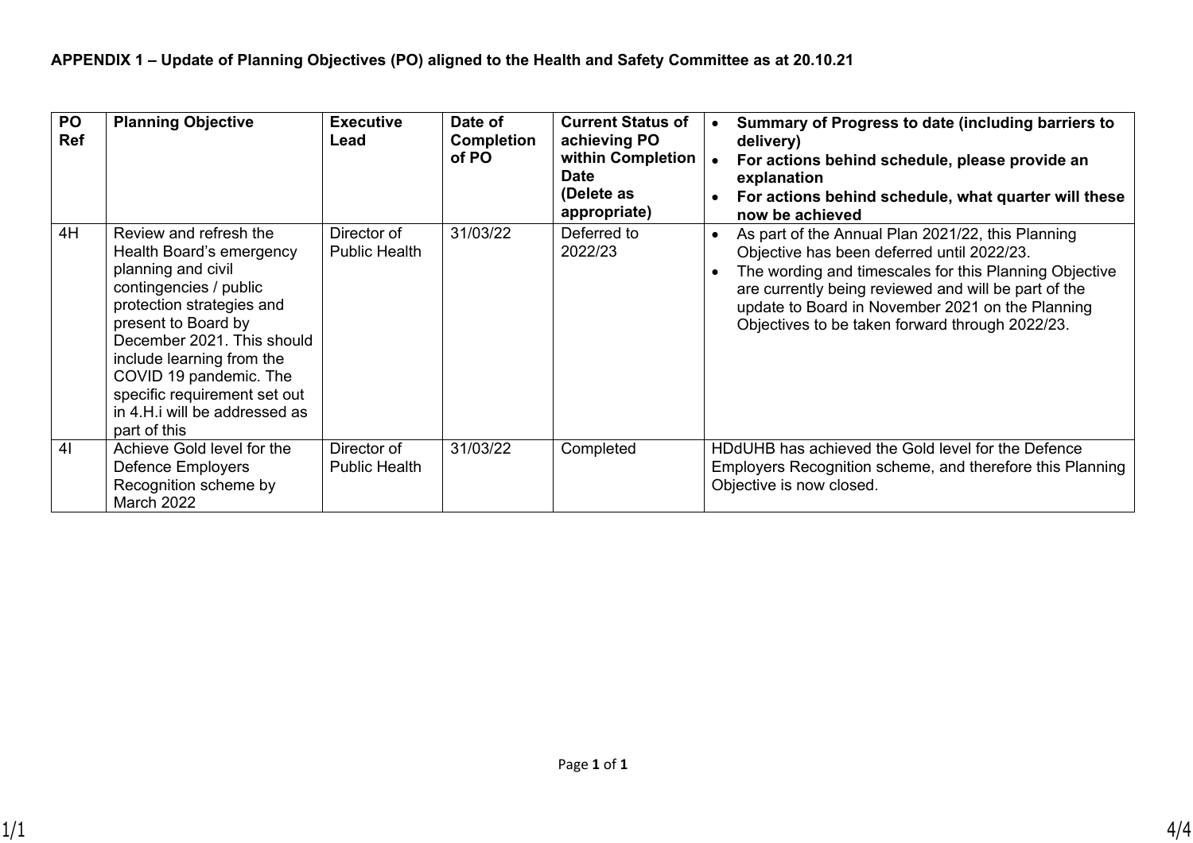**APPENDIX 1 – Update of Planning Objectives (PO) aligned to the Health and Safety Committee as at 20.10.21**

| PO Ref | Planning Objective | Executive Lead | Date of Completion of PO | Current Status of achieving PO within Completion Date (Delete as appropriate) | • Summary of Progress to date (including barriers to delivery)<br>• For actions behind schedule, please provide an explanation<br>• For actions behind schedule, what quarter will these now be achieved |
|---|---|---|---|---|---|
| 4H | Review and refresh the Health Board's emergency planning and civil contingencies / public protection strategies and present to Board by December 2021. This should include learning from the COVID 19 pandemic. The specific requirement set out in 4.H.i will be addressed as part of this | Director of Public Health | 31/03/22 | Deferred to 2022/23 | • As part of the Annual Plan 2021/22, this Planning Objective has been deferred until 2022/23.<br>• The wording and timescales for this Planning Objective are currently being reviewed and will be part of the update to Board in November 2021 on the Planning Objectives to be taken forward through 2022/23. |
| 4I | Achieve Gold level for the Defence Employers Recognition scheme by March 2022 | Director of Public Health | 31/03/22 | Completed | HDdUHB has achieved the Gold level for the Defence Employers Recognition scheme, and therefore this Planning Objective is now closed. |